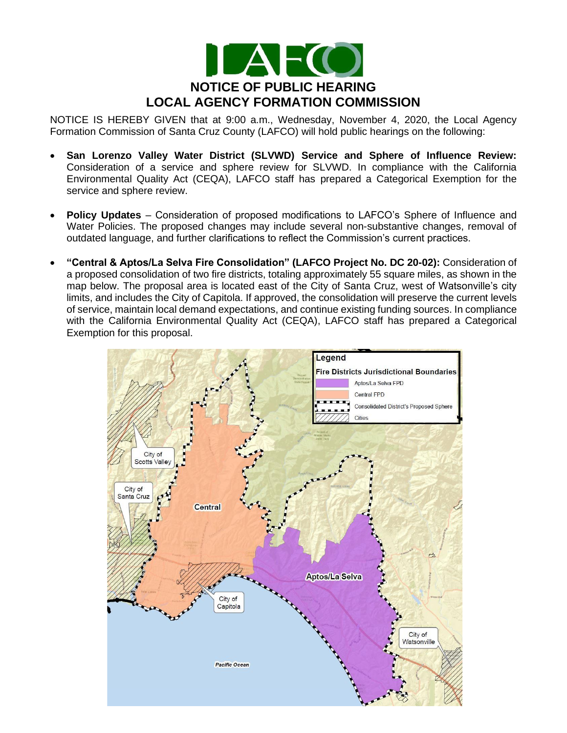# NOTICE OF PUBLIC HEARING
# LOCAL AGENCY FORMATION COMMISSION

NOTICE IS HEREBY GIVEN that at 9:00 a.m., Wednesday, November 4, 2020, the Local Agency Formation Commission of Santa Cruz County (LAFCO) will hold public hearings on the following:

- **San Lorenzo Valley Water District (SLVWD) Service and Sphere of Influence Review:** Consideration of a service and sphere review for SLVWD. In compliance with the California Environmental Quality Act (CEQA), LAFCO staff has prepared a Categorical Exemption for the service and sphere review.

- **Policy Updates** – Consideration of proposed modifications to LAFCO's Sphere of Influence and Water Policies. The proposed changes may include several non-substantive changes, removal of outdated language, and further clarifications to reflect the Commission's current practices.

- **"Central & Aptos/La Selva Fire Consolidation" (LAFCO Project No. DC 20-02):** Consideration of a proposed consolidation of two fire districts, totaling approximately 55 square miles, as shown in the map below. The proposal area is located east of the City of Santa Cruz, west of Watsonville's city limits, and includes the City of Capitola. If approved, the consolidation will preserve the current levels of service, maintain local demand expectations, and continue existing funding sources. In compliance with the California Environmental Quality Act (CEQA), LAFCO staff has prepared a Categorical Exemption for this proposal.

Legend

Fire Districts Jurisdictional Boundaries

- Aptos/La Selva FPD
- Central FPD
- Consolidated District's Proposed Sphere
- Cities

City of Scotts Valley | City of Santa Cruz | Central | Aptos/La Selva | City of Capitola | City of Watsonville | Pacific Ocean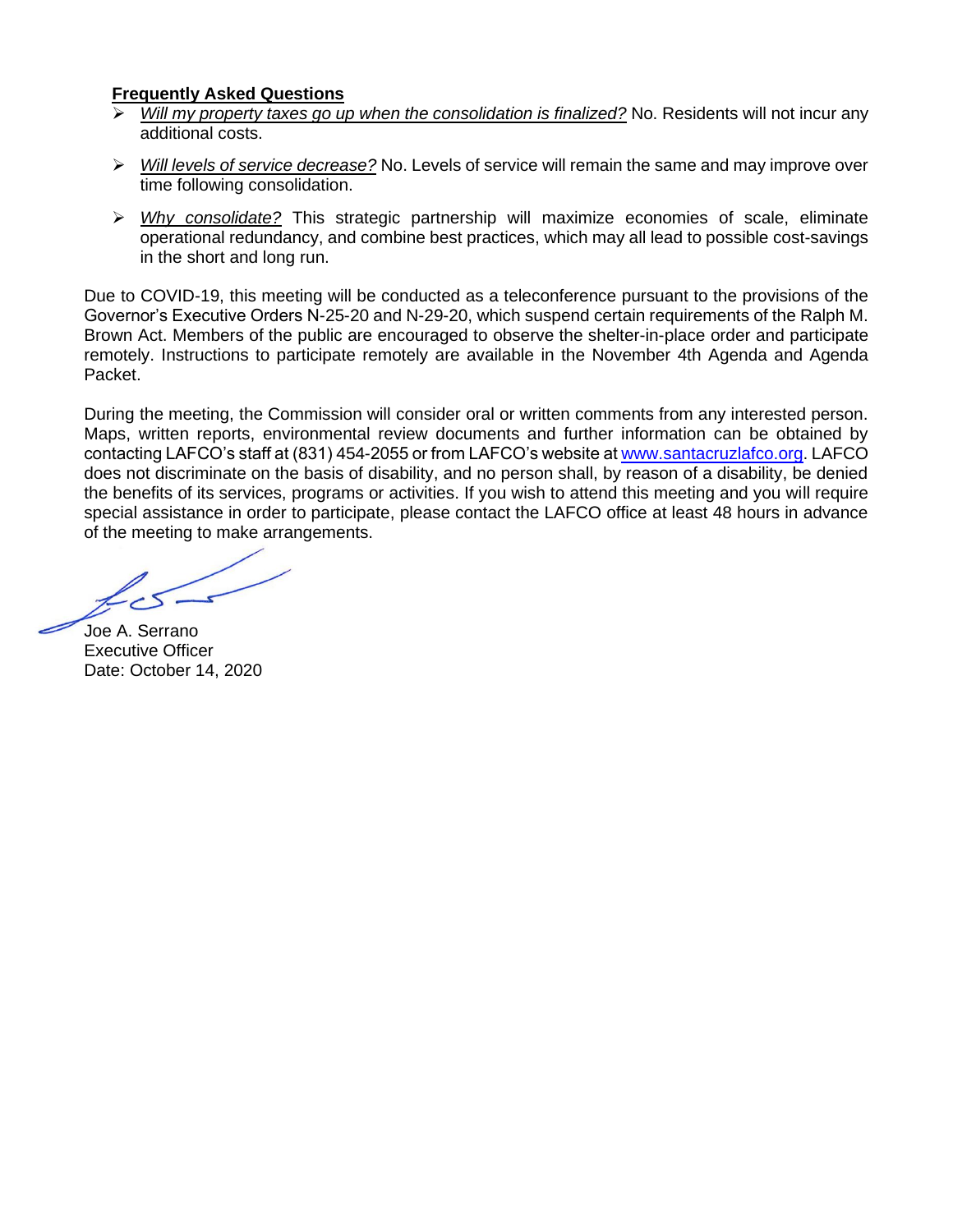**Frequently Asked Questions**

- *Will my property taxes go up when the consolidation is finalized?* No. Residents will not incur any additional costs.

- *Will levels of service decrease?* No. Levels of service will remain the same and may improve over time following consolidation.

- *Why consolidate?* This strategic partnership will maximize economies of scale, eliminate operational redundancy, and combine best practices, which may all lead to possible cost-savings in the short and long run.

Due to COVID-19, this meeting will be conducted as a teleconference pursuant to the provisions of the Governor's Executive Orders N-25-20 and N-29-20, which suspend certain requirements of the Ralph M. Brown Act. Members of the public are encouraged to observe the shelter-in-place order and participate remotely. Instructions to participate remotely are available in the November 4th Agenda and Agenda Packet.

During the meeting, the Commission will consider oral or written comments from any interested person. Maps, written reports, environmental review documents and further information can be obtained by contacting LAFCO's staff at (831) 454-2055 or from LAFCO's website at www.santacruzlafco.org. LAFCO does not discriminate on the basis of disability, and no person shall, by reason of a disability, be denied the benefits of its services, programs or activities. If you wish to attend this meeting and you will require special assistance in order to participate, please contact the LAFCO office at least 48 hours in advance of the meeting to make arrangements.

Joe A. Serrano
Executive Officer
Date: October 14, 2020